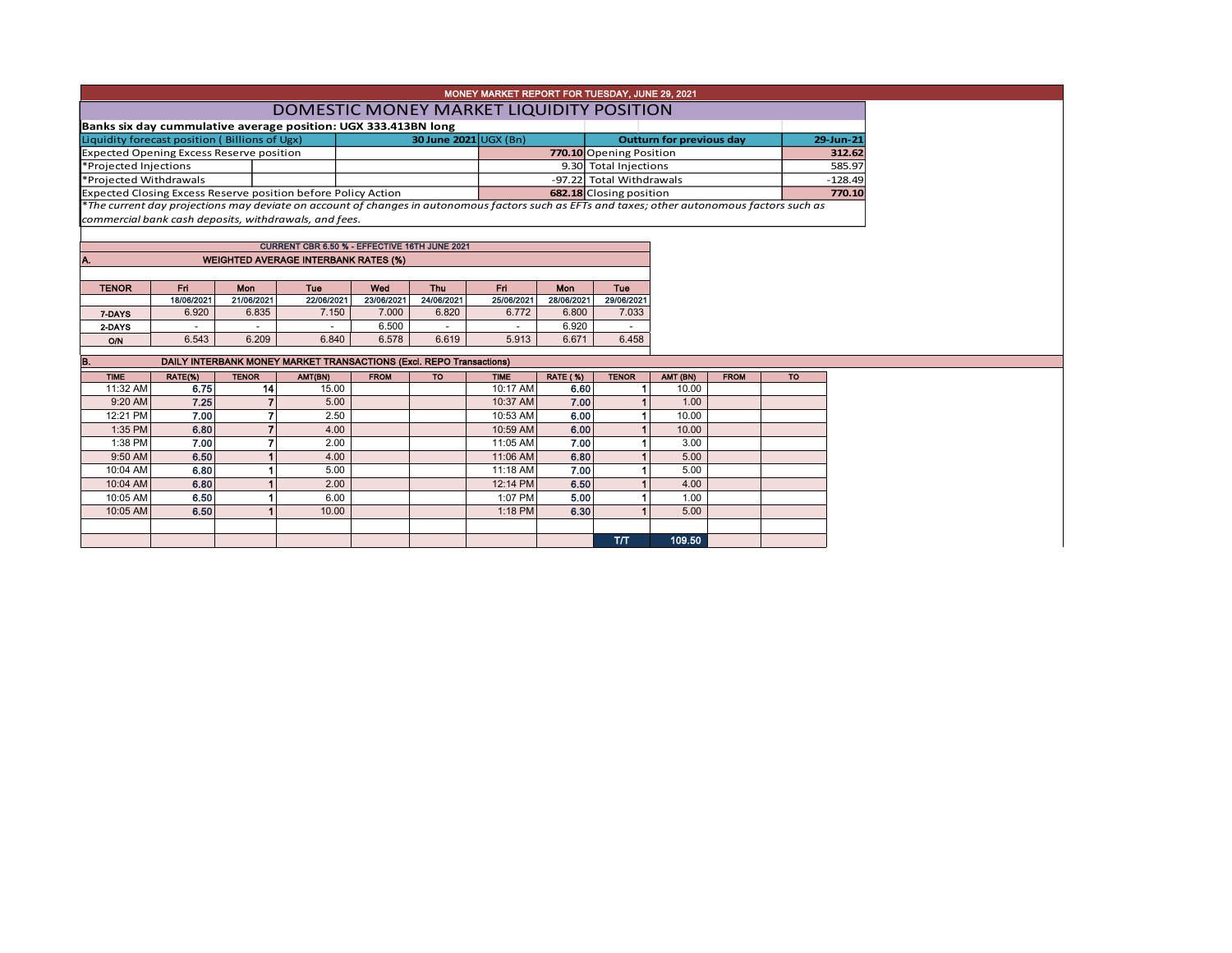# MONEY MARKET REPORT FOR TUESDAY, JUNE 29, 2021

## DOMESTIC MONEY MARKET LIQUIDITY POSITION

**Banks six day cummulative average position: UGX 333.413BN long**

| Liquidity forecast position ( Billions of Ugx) | 30 June 2021 UGX (Bn) | Outturn for previous day | 29-Jun-21 |
|---|---|---|---|
| Expected Opening Excess Reserve position | **770.10** | Opening Position | **312.62** |
| *Projected Injections | 9.30 | Total Injections | 585.97 |
| *Projected Withdrawals | -97.22 | Total Withdrawals | -128.49 |
| Expected Closing Excess Reserve position before Policy Action | **682.18** | Closing position | **770.10** |

*The current day projections may deviate on account of changes in autonomous factors such as EFTs and taxes; other autonomous factors such as commercial bank cash deposits, withdrawals, and fees.*

**CURRENT CBR 6.50 % - EFFECTIVE 16TH JUNE 2021**

### A. WEIGHTED AVERAGE INTERBANK RATES (%)

| TENOR | Fri 18/06/2021 | Mon 21/06/2021 | Tue 22/06/2021 | Wed 23/06/2021 | Thu 24/06/2021 | Fri 25/06/2021 | Mon 28/06/2021 | Tue 29/06/2021 |
|---|---|---|---|---|---|---|---|---|
| 7-DAYS | 6.920 | 6.835 | 7.150 | 7.000 | 6.820 | 6.772 | 6.800 | 7.033 |
| 2-DAYS | - | - | - | 6.500 | - | - | 6.920 | - |
| O/N | 6.543 | 6.209 | 6.840 | 6.578 | 6.619 | 5.913 | 6.671 | 6.458 |

### B. DAILY INTERBANK MONEY MARKET TRANSACTIONS (Excl. REPO Transactions)

| TIME | RATE(%) | TENOR | AMT(BN) | FROM | TO | TIME | RATE (%) | TENOR | AMT (BN) | FROM | TO |
|---|---|---|---|---|---|---|---|---|---|---|---|
| 11:32 AM | 6.75 | 14 | 15.00 | | | 10:17 AM | 6.60 | 1 | 10.00 | | |
| 9:20 AM | 7.25 | 7 | 5.00 | | | 10:37 AM | 7.00 | 1 | 1.00 | | |
| 12:21 PM | 7.00 | 7 | 2.50 | | | 10:53 AM | 6.00 | 1 | 10.00 | | |
| 1:35 PM | 6.80 | 7 | 4.00 | | | 10:59 AM | 6.00 | 1 | 10.00 | | |
| 1:38 PM | 7.00 | 7 | 2.00 | | | 11:05 AM | 7.00 | 1 | 3.00 | | |
| 9:50 AM | 6.50 | 1 | 4.00 | | | 11:06 AM | 6.80 | 1 | 5.00 | | |
| 10:04 AM | 6.80 | 1 | 5.00 | | | 11:18 AM | 7.00 | 1 | 5.00 | | |
| 10:04 AM | 6.80 | 1 | 2.00 | | | 12:14 PM | 6.50 | 1 | 4.00 | | |
| 10:05 AM | 6.50 | 1 | 6.00 | | | 1:07 PM | 5.00 | 1 | 1.00 | | |
| 10:05 AM | 6.50 | 1 | 10.00 | | | 1:18 PM | 6.30 | 1 | 5.00 | | |
| | | | | | | | | T/T | 109.50 | | |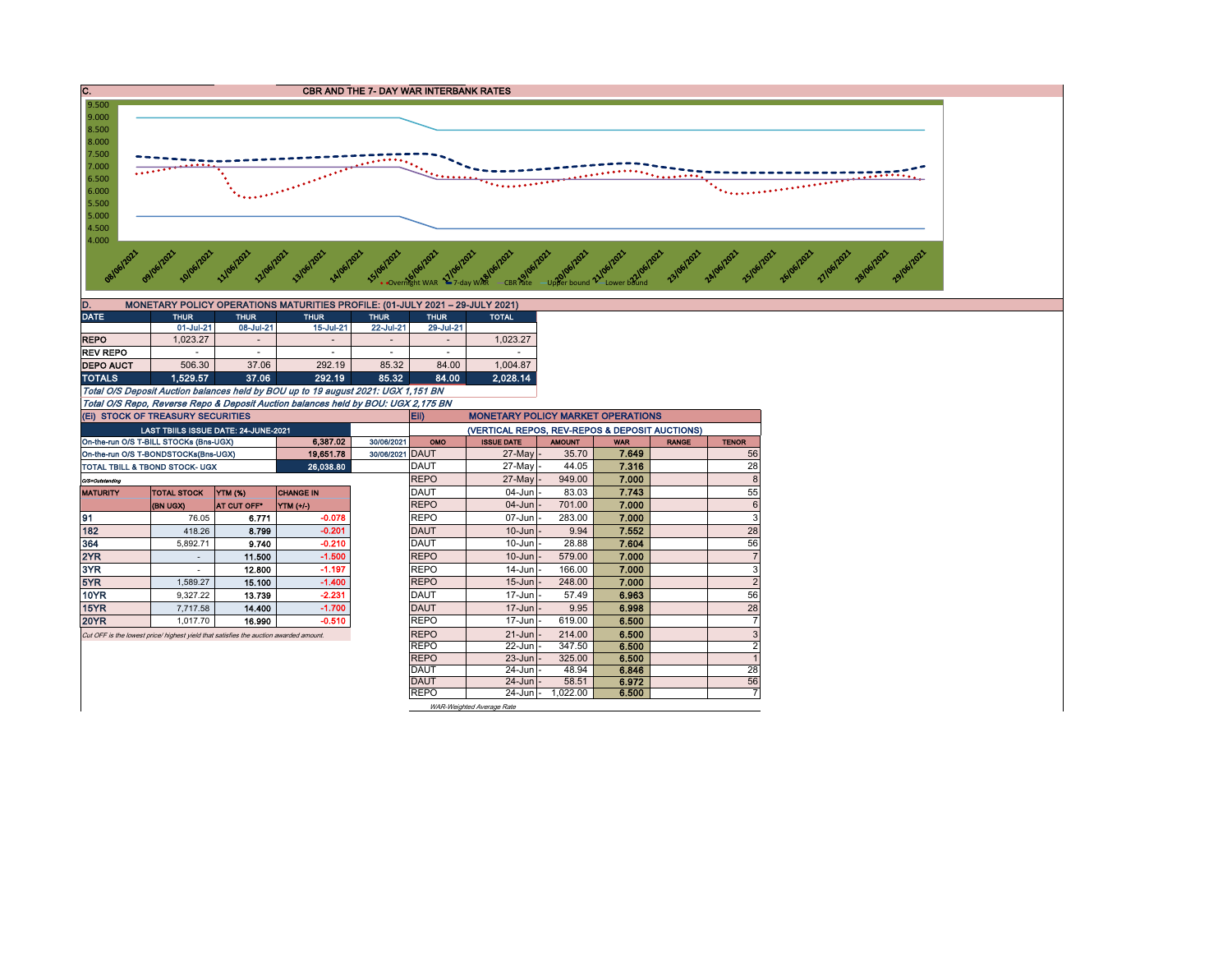## C. CBR AND THE 7- DAY WAR INTERBANK RATES

Y-axis: 9.500, 9.000, 8.500, 8.000, 7.500, 7.000, 6.500, 6.000, 5.500, 5.000, 4.500, 4.000

X-axis: 08/06/2021, 09/06/2021, 10/06/2021, 11/06/2021, 12/06/2021, 13/06/2021, 14/06/2021, 15/06/2021, 16/06/2021, 17/06/2021, 18/06/2021, 19/06/2021, 20/06/2021, 21/06/2021, 22/06/2021, 23/06/2021, 24/06/2021, 25/06/2021, 26/06/2021, 27/06/2021, 28/06/2021, 29/06/2021

Legend: Overnight WAR, 7-day WAR, CBR rate, Upper bound, Lower bound

## D. MONETARY POLICY OPERATIONS MATURITIES PROFILE: (01-JULY 2021 – 29-JULY 2021)

| DATE | THUR | THUR | THUR | THUR | THUR | TOTAL |
|---|---|---|---|---|---|---|
| | 01-Jul-21 | 08-Jul-21 | 15-Jul-21 | 22-Jul-21 | 29-Jul-21 | |
| REPO | 1,023.27 | - | - | - | - | 1,023.27 |
| REV REPO | - | - | - | - | - | - |
| DEPO AUCT | 506.30 | 37.06 | 292.19 | 85.32 | 84.00 | 1,004.87 |
| **TOTALS** | **1,529.57** | **37.06** | **292.19** | **85.32** | **84.00** | **2,028.14** |

*Total O/S Deposit Auction balances held by BOU up to 19 august 2021: UGX 1,151 BN*

*Total O/S Repo, Reverse Repo & Deposit Auction balances held by BOU: UGX 2,175 BN*

## (EI) STOCK OF TREASURY SECURITIES

| LAST TBIILS ISSUE DATE: 24-JUNE-2021 | | |
|---|---|---|
| On-the-run O/S T-BILL STOCKs (Bns-UGX) | 6,387.02 | 30/06/2021 |
| On-the-run O/S T-BONDSTOCKs(Bns-UGX) | 19,651.78 | 30/06/2021 |
| TOTAL TBILL & TBOND STOCK- UGX | 26,038.80 | |

O/S=Outstanding

| MATURITY | TOTAL STOCK (BN UGX) | YTM (%) AT CUT OFF* | CHANGE IN YTM (+/-) |
|---|---|---|---|
| 91 | 76.05 | 6.771 | -0.078 |
| 182 | 418.26 | 8.799 | -0.201 |
| 364 | 5,892.71 | 9.740 | -0.210 |
| 2YR | - | 11.500 | -1.500 |
| 3YR | - | 12.800 | -1.197 |
| 5YR | 1,589.27 | 15.100 | -1.400 |
| 10YR | 9,327.22 | 13.739 | -2.231 |
| 15YR | 7,717.58 | 14.400 | -1.700 |
| 20YR | 1,017.70 | 16.990 | -0.510 |

*Cut OFF is the lowest price/ highest yield that satisfies the auction awarded amount.*

## EII) MONETARY POLICY MARKET OPERATIONS

(VERTICAL REPOS, REV-REPOS & DEPOSIT AUCTIONS)

| OMO | ISSUE DATE | AMOUNT | WAR | RANGE | TENOR |
|---|---|---|---|---|---|
| DAUT | 27-May | 35.70 | 7.649 | | 56 |
| DAUT | 27-May | 44.05 | 7.316 | | 28 |
| REPO | 27-May | 949.00 | 7.000 | | 8 |
| DAUT | 04-Jun | 83.03 | 7.743 | | 55 |
| REPO | 04-Jun | 701.00 | 7.000 | | 6 |
| REPO | 07-Jun | 283.00 | 7.000 | | 3 |
| DAUT | 10-Jun | 9.94 | 7.552 | | 28 |
| DAUT | 10-Jun | 28.88 | 7.604 | | 56 |
| REPO | 10-Jun | 579.00 | 7.000 | | 7 |
| REPO | 14-Jun | 166.00 | 7.000 | | 3 |
| REPO | 15-Jun | 248.00 | 7.000 | | 2 |
| DAUT | 17-Jun | 57.49 | 6.963 | | 56 |
| DAUT | 17-Jun | 9.95 | 6.998 | | 28 |
| REPO | 17-Jun | 619.00 | 6.500 | | 7 |
| REPO | 21-Jun | 214.00 | 6.500 | | 3 |
| REPO | 22-Jun | 347.50 | 6.500 | | 2 |
| REPO | 23-Jun | 325.00 | 6.500 | | 1 |
| DAUT | 24-Jun | 48.94 | 6.846 | | 28 |
| DAUT | 24-Jun | 58.51 | 6.972 | | 56 |
| REPO | 24-Jun | 1,022.00 | 6.500 | | 7 |

*WAR-Weighted Average Rate*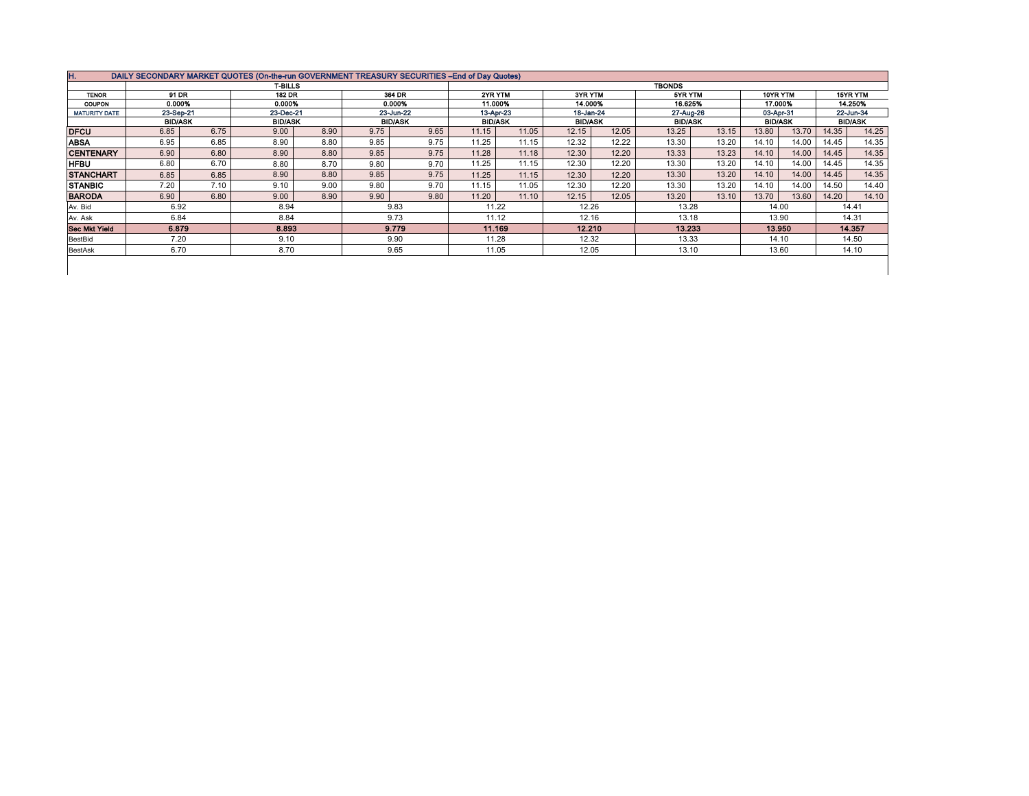## H. DAILY SECONDARY MARKET QUOTES (On-the-run GOVERNMENT TREASURY SECURITIES –End of Day Quotes)

| | T-BILLS | | | | | | TBONDS | | | | | | | | | |
|---|---|---|---|---|---|---|---|---|---|---|---|---|---|---|---|---|
| TENOR | 91 DR | | 182 DR | | 364 DR | | 2YR YTM | | 3YR YTM | | 5YR YTM | | 10YR YTM | | 15YR YTM | |
| COUPON | 0.000% | | 0.000% | | 0.000% | | 11.000% | | 14.000% | | 16.625% | | 17.000% | | 14.250% | |
| MATURITY DATE | 23-Sep-21 | | 23-Dec-21 | | 23-Jun-22 | | 13-Apr-23 | | 18-Jan-24 | | 27-Aug-26 | | 03-Apr-31 | | 22-Jun-34 | |
| | BID/ASK | | BID/ASK | | BID/ASK | | BID/ASK | | BID/ASK | | BID/ASK | | BID/ASK | | BID/ASK | |
| **DFCU** | 6.85 | 6.75 | 9.00 | 8.90 | 9.75 | 9.65 | 11.15 | 11.05 | 12.15 | 12.05 | 13.25 | 13.15 | 13.80 | 13.70 | 14.35 | 14.25 |
| **ABSA** | 6.95 | 6.85 | 8.90 | 8.80 | 9.85 | 9.75 | 11.25 | 11.15 | 12.32 | 12.22 | 13.30 | 13.20 | 14.10 | 14.00 | 14.45 | 14.35 |
| **CENTENARY** | 6.90 | 6.80 | 8.90 | 8.80 | 9.85 | 9.75 | 11.28 | 11.18 | 12.30 | 12.20 | 13.33 | 13.23 | 14.10 | 14.00 | 14.45 | 14.35 |
| **HFBU** | 6.80 | 6.70 | 8.80 | 8.70 | 9.80 | 9.70 | 11.25 | 11.15 | 12.30 | 12.20 | 13.30 | 13.20 | 14.10 | 14.00 | 14.45 | 14.35 |
| **STANCHART** | 6.85 | 6.85 | 8.90 | 8.80 | 9.85 | 9.75 | 11.25 | 11.15 | 12.30 | 12.20 | 13.30 | 13.20 | 14.10 | 14.00 | 14.45 | 14.35 |
| **STANBIC** | 7.20 | 7.10 | 9.10 | 9.00 | 9.80 | 9.70 | 11.15 | 11.05 | 12.30 | 12.20 | 13.30 | 13.20 | 14.10 | 14.00 | 14.50 | 14.40 |
| **BARODA** | 6.90 | 6.80 | 9.00 | 8.90 | 9.90 | 9.80 | 11.20 | 11.10 | 12.15 | 12.05 | 13.20 | 13.10 | 13.70 | 13.60 | 14.20 | 14.10 |
| Av. Bid | 6.92 | | 8.94 | | 9.83 | | 11.22 | | 12.26 | | 13.28 | | 14.00 | | 14.41 | |
| Av. Ask | 6.84 | | 8.84 | | 9.73 | | 11.12 | | 12.16 | | 13.18 | | 13.90 | | 14.31 | |
| **Sec Mkt Yield** | **6.879** | | **8.893** | | **9.779** | | **11.169** | | **12.210** | | **13.233** | | **13.950** | | **14.357** | |
| BestBid | 7.20 | | 9.10 | | 9.90 | | 11.28 | | 12.32 | | 13.33 | | 14.10 | | 14.50 | |
| BestAsk | 6.70 | | 8.70 | | 9.65 | | 11.05 | | 12.05 | | 13.10 | | 13.60 | | 14.10 | |